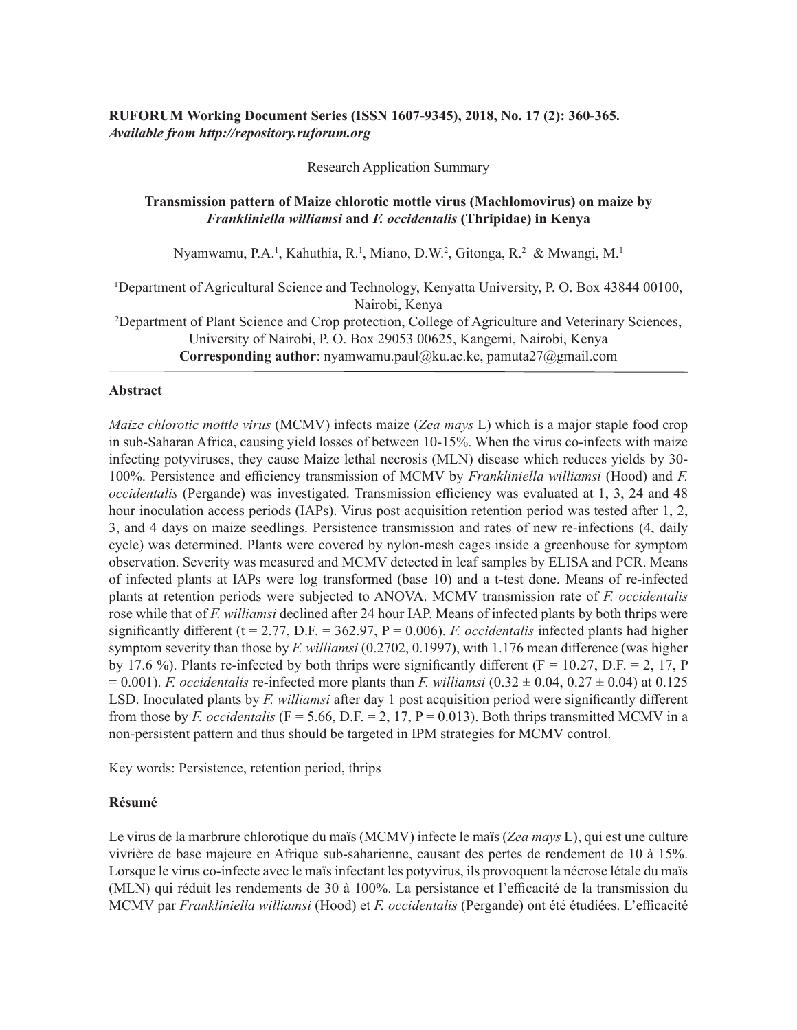**RUFORUM Working Document Series (ISSN 1607-9345), 2018, No. 17 (2): 360-365.**
***Available from http://repository.ruforum.org***

Research Application Summary

# Transmission pattern of Maize chlorotic mottle virus (Machlomovirus) on maize by *Frankliniella williamsi* and *F. occidentalis* (Thripidae) in Kenya

Nyamwamu, P.A.[1], Kahuthia, R.[1], Miano, D.W.[2], Gitonga, R.[2] & Mwangi, M.[1]

[1]Department of Agricultural Science and Technology, Kenyatta University, P. O. Box 43844 00100, Nairobi, Kenya

[2]Department of Plant Science and Crop protection, College of Agriculture and Veterinary Sciences, University of Nairobi, P. O. Box 29053 00625, Kangemi, Nairobi, Kenya

**Corresponding author**: nyamwamu.paul@ku.ac.ke, pamuta27@gmail.com

## Abstract

*Maize chlorotic mottle virus* (MCMV) infects maize (*Zea mays* L) which is a major staple food crop in sub-Saharan Africa, causing yield losses of between 10-15%. When the virus co-infects with maize infecting potyviruses, they cause Maize lethal necrosis (MLN) disease which reduces yields by 30-100%. Persistence and efficiency transmission of MCMV by *Frankliniella williamsi* (Hood) and *F. occidentalis* (Pergande) was investigated. Transmission efficiency was evaluated at 1, 3, 24 and 48 hour inoculation access periods (IAPs). Virus post acquisition retention period was tested after 1, 2, 3, and 4 days on maize seedlings. Persistence transmission and rates of new re-infections (4, daily cycle) was determined. Plants were covered by nylon-mesh cages inside a greenhouse for symptom observation. Severity was measured and MCMV detected in leaf samples by ELISA and PCR. Means of infected plants at IAPs were log transformed (base 10) and a t-test done. Means of re-infected plants at retention periods were subjected to ANOVA. MCMV transmission rate of *F. occidentalis* rose while that of *F. williamsi* declined after 24 hour IAP. Means of infected plants by both thrips were significantly different ($t = 2.77$, D.F. = 362.97, $P = 0.006$). *F. occidentalis* infected plants had higher symptom severity than those by *F. williamsi* (0.2702, 0.1997), with 1.176 mean difference (was higher by 17.6 %). Plants re-infected by both thrips were significantly different ($F = 10.27$, D.F. = 2, 17, $P = 0.001$). *F. occidentalis* re-infected more plants than *F. williamsi* ($0.32 \pm 0.04$, $0.27 \pm 0.04$) at 0.125 LSD. Inoculated plants by *F. williamsi* after day 1 post acquisition period were significantly different from those by *F. occidentalis* ($F = 5.66$, D.F. = 2, 17, $P = 0.013$). Both thrips transmitted MCMV in a non-persistent pattern and thus should be targeted in IPM strategies for MCMV control.

Key words: Persistence, retention period, thrips

## Résumé

Le virus de la marbrure chlorotique du maïs (MCMV) infecte le maïs (*Zea mays* L), qui est une culture vivrière de base majeure en Afrique sub-saharienne, causant des pertes de rendement de 10 à 15%. Lorsque le virus co-infecte avec le maïs infectant les potyvirus, ils provoquent la nécrose létale du maïs (MLN) qui réduit les rendements de 30 à 100%. La persistance et l'efficacité de la transmission du MCMV par *Frankliniella williamsi* (Hood) et *F. occidentalis* (Pergande) ont été étudiées. L'efficacité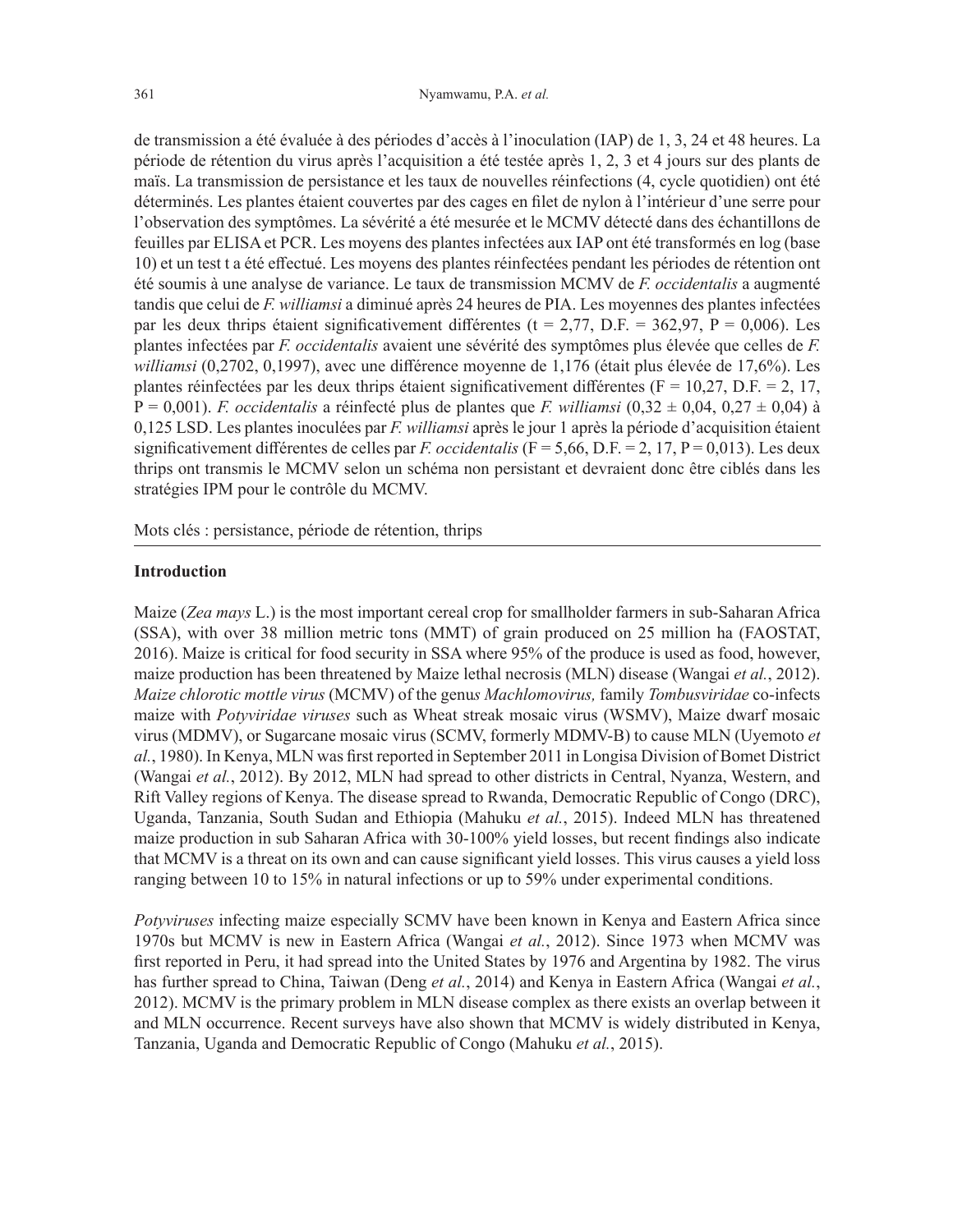de transmission a été évaluée à des périodes d'accès à l'inoculation (IAP) de 1, 3, 24 et 48 heures. La période de rétention du virus après l'acquisition a été testée après 1, 2, 3 et 4 jours sur des plants de maïs. La transmission de persistance et les taux de nouvelles réinfections (4, cycle quotidien) ont été déterminés. Les plantes étaient couvertes par des cages en filet de nylon à l'intérieur d'une serre pour l'observation des symptômes. La sévérité a été mesurée et le MCMV détecté dans des échantillons de feuilles par ELISA et PCR. Les moyens des plantes infectées aux IAP ont été transformés en log (base 10) et un test t a été effectué. Les moyens des plantes réinfectées pendant les périodes de rétention ont été soumis à une analyse de variance. Le taux de transmission MCMV de *F. occidentalis* a augmenté tandis que celui de *F. williamsi* a diminué après 24 heures de PIA. Les moyennes des plantes infectées par les deux thrips étaient significativement différentes (t = 2,77, D.F. = 362,97, P = 0,006). Les plantes infectées par *F. occidentalis* avaient une sévérité des symptômes plus élevée que celles de *F. williamsi* (0,2702, 0,1997), avec une différence moyenne de 1,176 (était plus élevée de 17,6%). Les plantes réinfectées par les deux thrips étaient significativement différentes (F = 10,27, D.F. = 2, 17, P = 0,001). *F. occidentalis* a réinfecté plus de plantes que *F. williamsi* (0,32 ± 0,04, 0,27 ± 0,04) à 0,125 LSD. Les plantes inoculées par *F. williamsi* après le jour 1 après la période d'acquisition étaient significativement différentes de celles par *F. occidentalis* (F = 5,66, D.F. = 2, 17, P = 0,013). Les deux thrips ont transmis le MCMV selon un schéma non persistant et devraient donc être ciblés dans les stratégies IPM pour le contrôle du MCMV.

Mots clés : persistance, période de rétention, thrips

## Introduction

Maize (*Zea mays* L.) is the most important cereal crop for smallholder farmers in sub-Saharan Africa (SSA), with over 38 million metric tons (MMT) of grain produced on 25 million ha (FAOSTAT, 2016). Maize is critical for food security in SSA where 95% of the produce is used as food, however, maize production has been threatened by Maize lethal necrosis (MLN) disease (Wangai *et al.*, 2012). *Maize chlorotic mottle virus* (MCMV) of the genus *Machlomovirus,* family *Tombusviridae* co-infects maize with *Potyviridae viruses* such as Wheat streak mosaic virus (WSMV), Maize dwarf mosaic virus (MDMV), or Sugarcane mosaic virus (SCMV, formerly MDMV-B) to cause MLN (Uyemoto *et al.*, 1980). In Kenya, MLN was first reported in September 2011 in Longisa Division of Bomet District (Wangai *et al.*, 2012). By 2012, MLN had spread to other districts in Central, Nyanza, Western, and Rift Valley regions of Kenya. The disease spread to Rwanda, Democratic Republic of Congo (DRC), Uganda, Tanzania, South Sudan and Ethiopia (Mahuku *et al.*, 2015). Indeed MLN has threatened maize production in sub Saharan Africa with 30-100% yield losses, but recent findings also indicate that MCMV is a threat on its own and can cause significant yield losses. This virus causes a yield loss ranging between 10 to 15% in natural infections or up to 59% under experimental conditions.

*Potyviruses* infecting maize especially SCMV have been known in Kenya and Eastern Africa since 1970s but MCMV is new in Eastern Africa (Wangai *et al.*, 2012). Since 1973 when MCMV was first reported in Peru, it had spread into the United States by 1976 and Argentina by 1982. The virus has further spread to China, Taiwan (Deng *et al.*, 2014) and Kenya in Eastern Africa (Wangai *et al.*, 2012). MCMV is the primary problem in MLN disease complex as there exists an overlap between it and MLN occurrence. Recent surveys have also shown that MCMV is widely distributed in Kenya, Tanzania, Uganda and Democratic Republic of Congo (Mahuku *et al.*, 2015).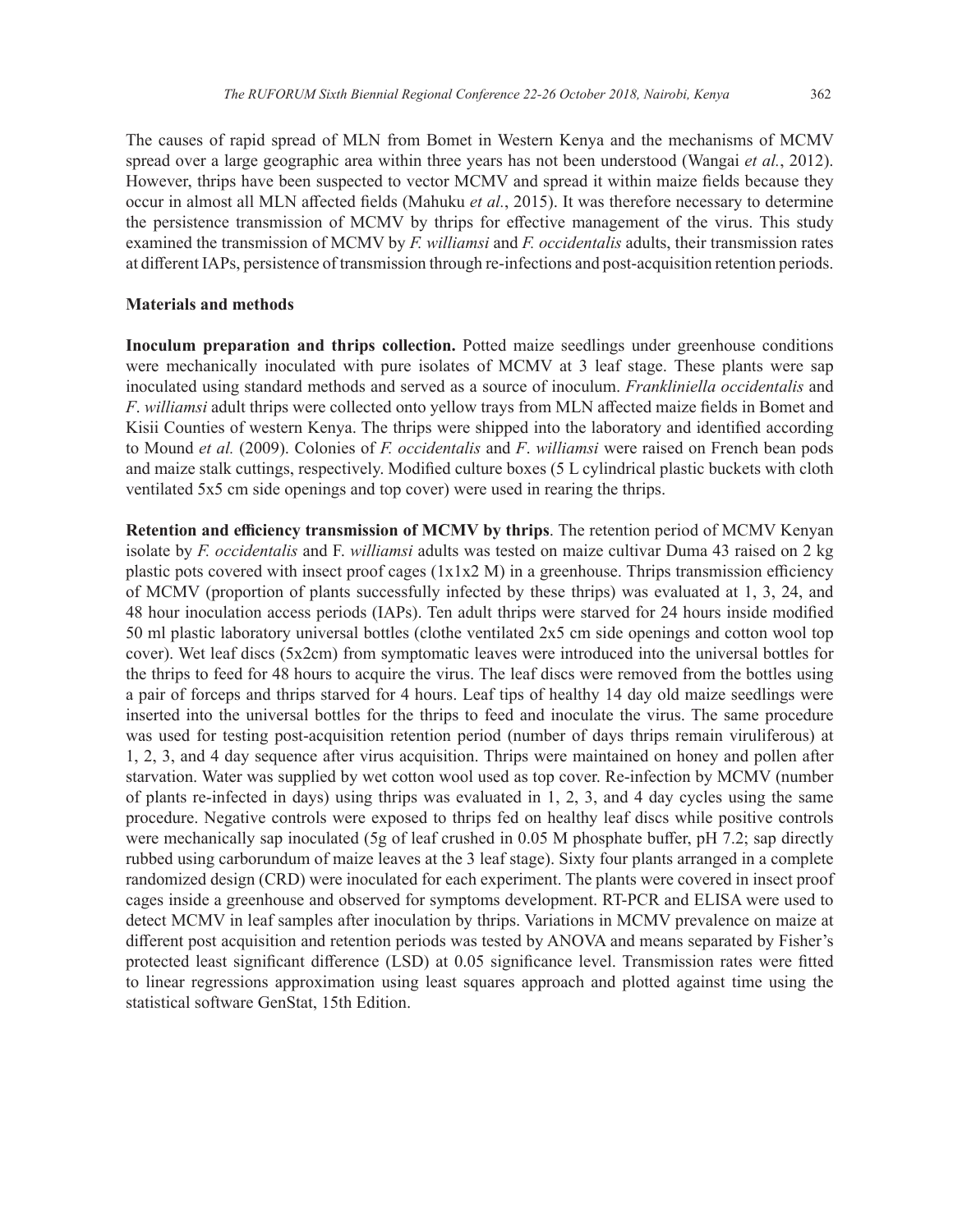The causes of rapid spread of MLN from Bomet in Western Kenya and the mechanisms of MCMV spread over a large geographic area within three years has not been understood (Wangai *et al.*, 2012). However, thrips have been suspected to vector MCMV and spread it within maize fields because they occur in almost all MLN affected fields (Mahuku *et al.*, 2015). It was therefore necessary to determine the persistence transmission of MCMV by thrips for effective management of the virus. This study examined the transmission of MCMV by *F. williamsi* and *F. occidentalis* adults, their transmission rates at different IAPs, persistence of transmission through re-infections and post-acquisition retention periods.

## Materials and methods

**Inoculum preparation and thrips collection.** Potted maize seedlings under greenhouse conditions were mechanically inoculated with pure isolates of MCMV at 3 leaf stage. These plants were sap inoculated using standard methods and served as a source of inoculum. *Frankliniella occidentalis* and *F*. *williamsi* adult thrips were collected onto yellow trays from MLN affected maize fields in Bomet and Kisii Counties of western Kenya. The thrips were shipped into the laboratory and identified according to Mound *et al.* (2009). Colonies of *F. occidentalis* and *F*. *williamsi* were raised on French bean pods and maize stalk cuttings, respectively. Modified culture boxes (5 L cylindrical plastic buckets with cloth ventilated 5x5 cm side openings and top cover) were used in rearing the thrips.

**Retention and efficiency transmission of MCMV by thrips**. The retention period of MCMV Kenyan isolate by *F. occidentalis* and F. *williamsi* adults was tested on maize cultivar Duma 43 raised on 2 kg plastic pots covered with insect proof cages (1x1x2 M) in a greenhouse. Thrips transmission efficiency of MCMV (proportion of plants successfully infected by these thrips) was evaluated at 1, 3, 24, and 48 hour inoculation access periods (IAPs). Ten adult thrips were starved for 24 hours inside modified 50 ml plastic laboratory universal bottles (clothe ventilated 2x5 cm side openings and cotton wool top cover). Wet leaf discs (5x2cm) from symptomatic leaves were introduced into the universal bottles for the thrips to feed for 48 hours to acquire the virus. The leaf discs were removed from the bottles using a pair of forceps and thrips starved for 4 hours. Leaf tips of healthy 14 day old maize seedlings were inserted into the universal bottles for the thrips to feed and inoculate the virus. The same procedure was used for testing post-acquisition retention period (number of days thrips remain viruliferous) at 1, 2, 3, and 4 day sequence after virus acquisition. Thrips were maintained on honey and pollen after starvation. Water was supplied by wet cotton wool used as top cover. Re-infection by MCMV (number of plants re-infected in days) using thrips was evaluated in 1, 2, 3, and 4 day cycles using the same procedure. Negative controls were exposed to thrips fed on healthy leaf discs while positive controls were mechanically sap inoculated (5g of leaf crushed in 0.05 M phosphate buffer, pH 7.2; sap directly rubbed using carborundum of maize leaves at the 3 leaf stage). Sixty four plants arranged in a complete randomized design (CRD) were inoculated for each experiment. The plants were covered in insect proof cages inside a greenhouse and observed for symptoms development. RT-PCR and ELISA were used to detect MCMV in leaf samples after inoculation by thrips. Variations in MCMV prevalence on maize at different post acquisition and retention periods was tested by ANOVA and means separated by Fisher's protected least significant difference (LSD) at 0.05 significance level. Transmission rates were fitted to linear regressions approximation using least squares approach and plotted against time using the statistical software GenStat, 15th Edition.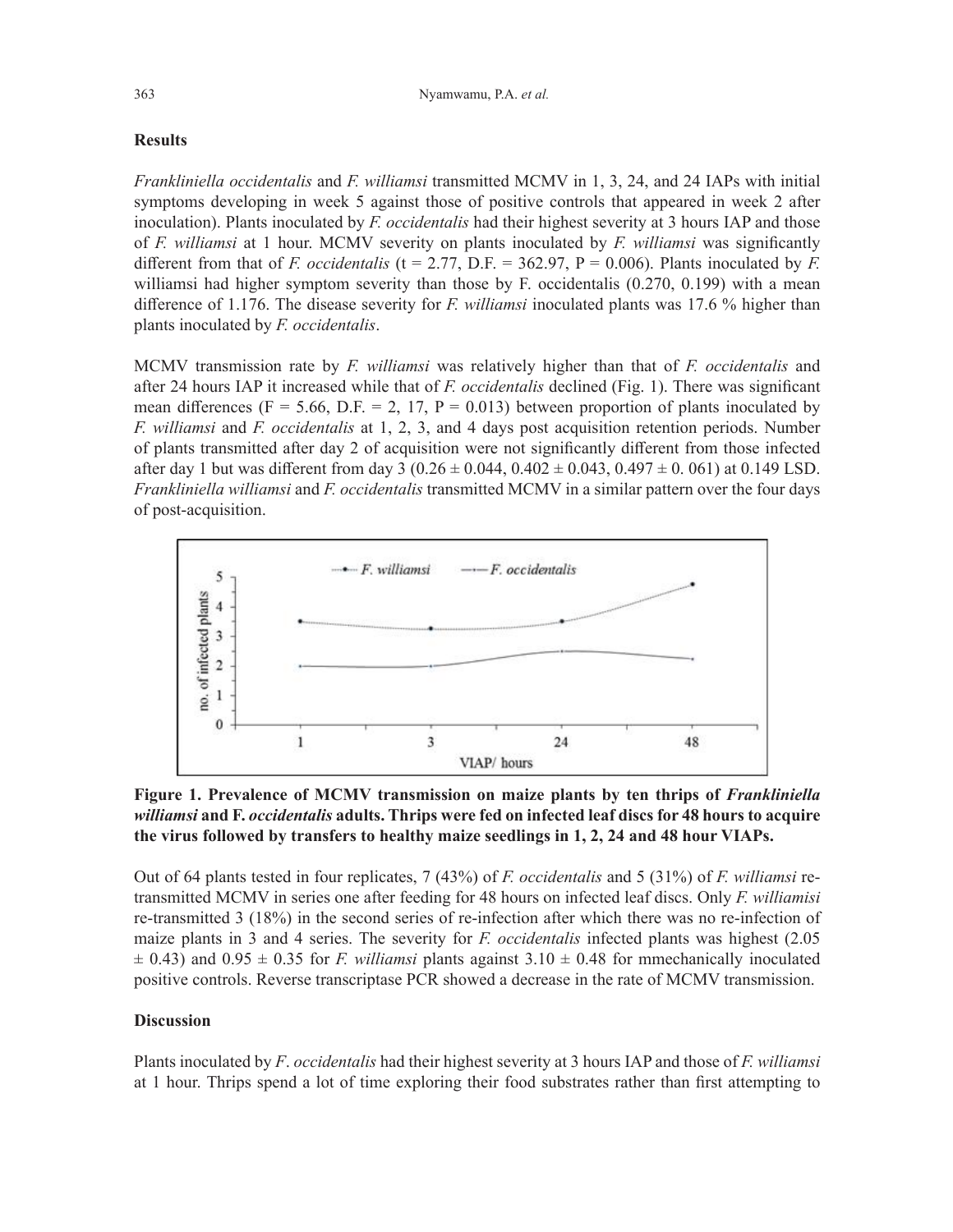## Results

*Frankliniella occidentalis* and *F. williamsi* transmitted MCMV in 1, 3, 24, and 24 IAPs with initial symptoms developing in week 5 against those of positive controls that appeared in week 2 after inoculation). Plants inoculated by *F. occidentalis* had their highest severity at 3 hours IAP and those of *F. williamsi* at 1 hour. MCMV severity on plants inoculated by *F. williamsi* was significantly different from that of *F. occidentalis* ($t = 2.77$, D.F. = 362.97, $P = 0.006$). Plants inoculated by *F.* williamsi had higher symptom severity than those by F. occidentalis (0.270, 0.199) with a mean difference of 1.176. The disease severity for *F. williamsi* inoculated plants was 17.6 % higher than plants inoculated by *F. occidentalis*.

MCMV transmission rate by *F. williamsi* was relatively higher than that of *F. occidentalis* and after 24 hours IAP it increased while that of *F. occidentalis* declined (Fig. 1). There was significant mean differences ($F = 5.66$, D.F. = 2, 17, $P = 0.013$) between proportion of plants inoculated by *F. williamsi* and *F. occidentalis* at 1, 2, 3, and 4 days post acquisition retention periods. Number of plants transmitted after day 2 of acquisition were not significantly different from those infected after day 1 but was different from day 3 ($0.26 \pm 0.044$, $0.402 \pm 0.043$, $0.497 \pm 0.061$) at 0.149 LSD. *Frankliniella williamsi* and *F. occidentalis* transmitted MCMV in a similar pattern over the four days of post-acquisition.

**Figure 1. Prevalence of MCMV transmission on maize plants by ten thrips of *Frankliniella williamsi* and F. *occidentalis* adults. Thrips were fed on infected leaf discs for 48 hours to acquire the virus followed by transfers to healthy maize seedlings in 1, 2, 24 and 48 hour VIAPs.**

Out of 64 plants tested in four replicates, 7 (43%) of *F. occidentalis* and 5 (31%) of *F. williamsi* re-transmitted MCMV in series one after feeding for 48 hours on infected leaf discs. Only *F. williamisi* re-transmitted 3 (18%) in the second series of re-infection after which there was no re-infection of maize plants in 3 and 4 series. The severity for *F. occidentalis* infected plants was highest ($2.05 \pm 0.43$) and $0.95 \pm 0.35$ for *F. williamsi* plants against $3.10 \pm 0.48$ for mmechanically inoculated positive controls. Reverse transcriptase PCR showed a decrease in the rate of MCMV transmission.

## Discussion

Plants inoculated by *F*. *occidentalis* had their highest severity at 3 hours IAP and those of *F. williamsi* at 1 hour. Thrips spend a lot of time exploring their food substrates rather than first attempting to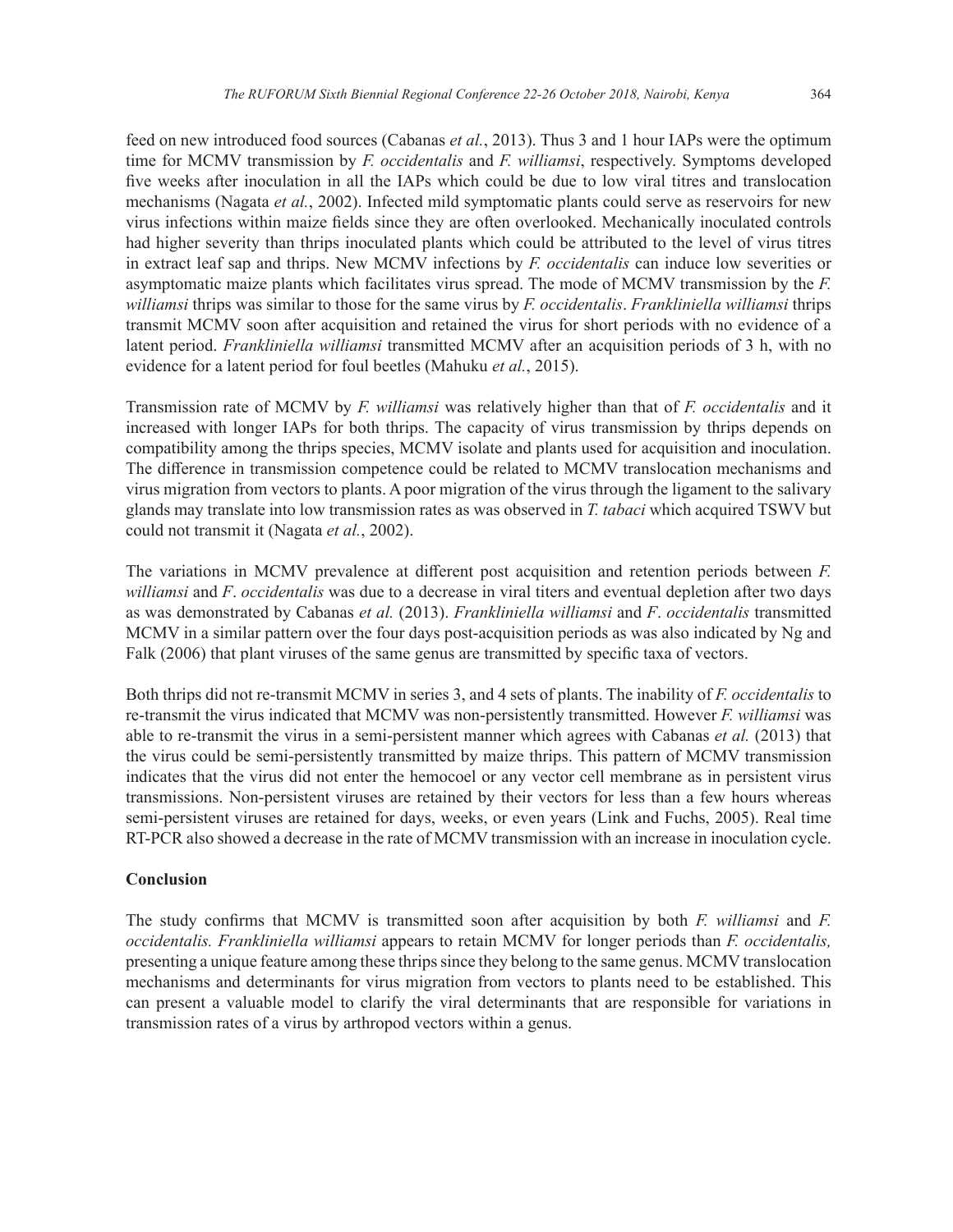feed on new introduced food sources (Cabanas *et al.*, 2013). Thus 3 and 1 hour IAPs were the optimum time for MCMV transmission by *F. occidentalis* and *F. williamsi*, respectively. Symptoms developed five weeks after inoculation in all the IAPs which could be due to low viral titres and translocation mechanisms (Nagata *et al.*, 2002). Infected mild symptomatic plants could serve as reservoirs for new virus infections within maize fields since they are often overlooked. Mechanically inoculated controls had higher severity than thrips inoculated plants which could be attributed to the level of virus titres in extract leaf sap and thrips. New MCMV infections by *F. occidentalis* can induce low severities or asymptomatic maize plants which facilitates virus spread. The mode of MCMV transmission by the *F. williamsi* thrips was similar to those for the same virus by *F. occidentalis*. *Frankliniella williamsi* thrips transmit MCMV soon after acquisition and retained the virus for short periods with no evidence of a latent period. *Frankliniella williamsi* transmitted MCMV after an acquisition periods of 3 h, with no evidence for a latent period for foul beetles (Mahuku *et al.*, 2015).

Transmission rate of MCMV by *F. williamsi* was relatively higher than that of *F. occidentalis* and it increased with longer IAPs for both thrips. The capacity of virus transmission by thrips depends on compatibility among the thrips species, MCMV isolate and plants used for acquisition and inoculation. The difference in transmission competence could be related to MCMV translocation mechanisms and virus migration from vectors to plants. A poor migration of the virus through the ligament to the salivary glands may translate into low transmission rates as was observed in *T. tabaci* which acquired TSWV but could not transmit it (Nagata *et al.*, 2002).

The variations in MCMV prevalence at different post acquisition and retention periods between *F. williamsi* and *F*. *occidentalis* was due to a decrease in viral titers and eventual depletion after two days as was demonstrated by Cabanas *et al.* (2013). *Frankliniella williamsi* and *F*. *occidentalis* transmitted MCMV in a similar pattern over the four days post-acquisition periods as was also indicated by Ng and Falk (2006) that plant viruses of the same genus are transmitted by specific taxa of vectors.

Both thrips did not re-transmit MCMV in series 3, and 4 sets of plants. The inability of *F. occidentalis* to re-transmit the virus indicated that MCMV was non-persistently transmitted. However *F. williamsi* was able to re-transmit the virus in a semi-persistent manner which agrees with Cabanas *et al.* (2013) that the virus could be semi-persistently transmitted by maize thrips. This pattern of MCMV transmission indicates that the virus did not enter the hemocoel or any vector cell membrane as in persistent virus transmissions. Non-persistent viruses are retained by their vectors for less than a few hours whereas semi-persistent viruses are retained for days, weeks, or even years (Link and Fuchs, 2005). Real time RT-PCR also showed a decrease in the rate of MCMV transmission with an increase in inoculation cycle.

## Conclusion

The study confirms that MCMV is transmitted soon after acquisition by both *F. williamsi* and *F. occidentalis. Frankliniella williamsi* appears to retain MCMV for longer periods than *F. occidentalis,* presenting a unique feature among these thrips since they belong to the same genus. MCMV translocation mechanisms and determinants for virus migration from vectors to plants need to be established. This can present a valuable model to clarify the viral determinants that are responsible for variations in transmission rates of a virus by arthropod vectors within a genus.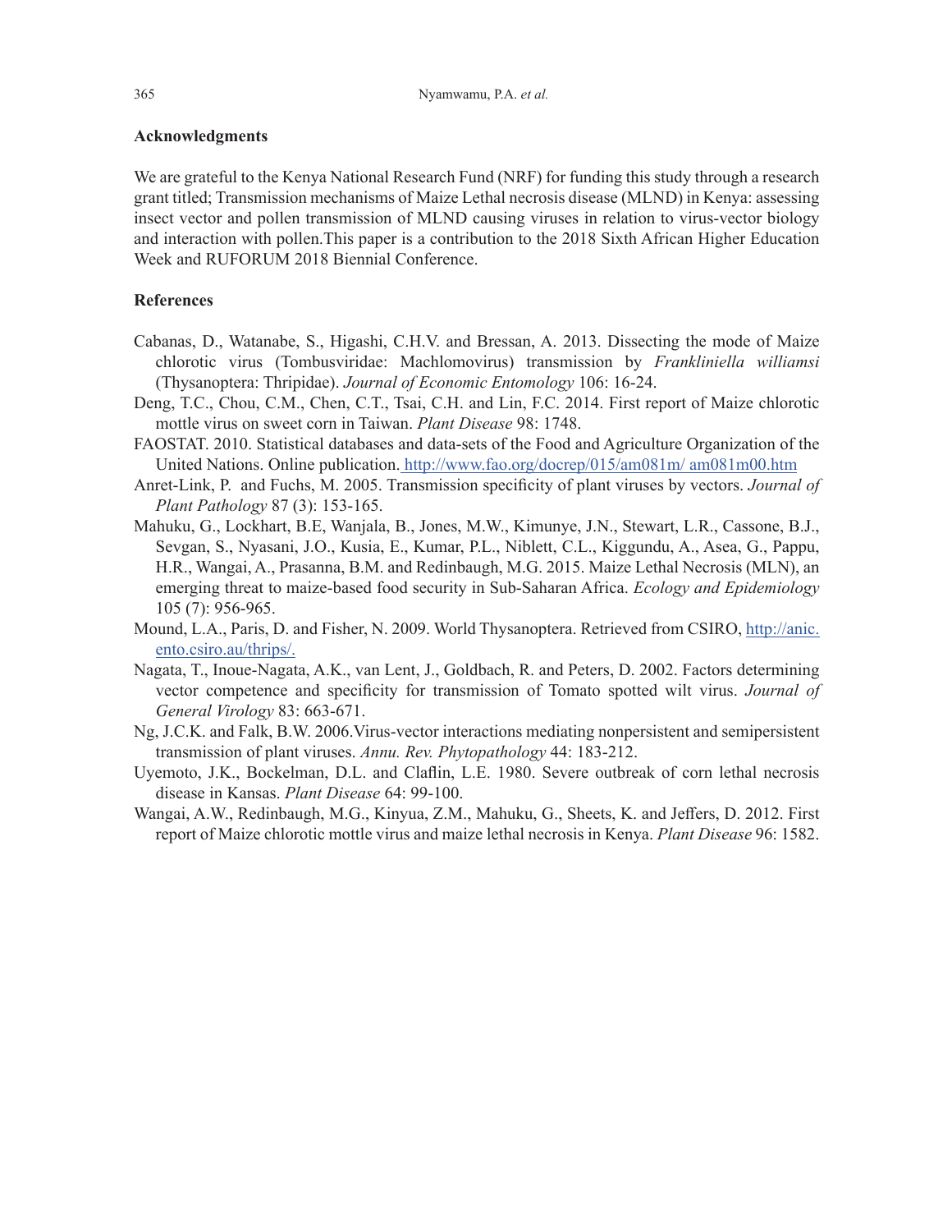## Acknowledgments

We are grateful to the Kenya National Research Fund (NRF) for funding this study through a research grant titled; Transmission mechanisms of Maize Lethal necrosis disease (MLND) in Kenya: assessing insect vector and pollen transmission of MLND causing viruses in relation to virus-vector biology and interaction with pollen.This paper is a contribution to the 2018 Sixth African Higher Education Week and RUFORUM 2018 Biennial Conference.

## References

Cabanas, D., Watanabe, S., Higashi, C.H.V. and Bressan, A. 2013. Dissecting the mode of Maize chlorotic virus (Tombusviridae: Machlomovirus) transmission by *Frankliniella williamsi* (Thysanoptera: Thripidae). *Journal of Economic Entomology* 106: 16-24.

Deng, T.C., Chou, C.M., Chen, C.T., Tsai, C.H. and Lin, F.C. 2014. First report of Maize chlorotic mottle virus on sweet corn in Taiwan. *Plant Disease* 98: 1748.

FAOSTAT. 2010. Statistical databases and data-sets of the Food and Agriculture Organization of the United Nations. Online publication. http://www.fao.org/docrep/015/am081m/ am081m00.htm

Anret-Link, P. and Fuchs, M. 2005. Transmission specificity of plant viruses by vectors. *Journal of Plant Pathology* 87 (3): 153-165.

Mahuku, G., Lockhart, B.E, Wanjala, B., Jones, M.W., Kimunye, J.N., Stewart, L.R., Cassone, B.J., Sevgan, S., Nyasani, J.O., Kusia, E., Kumar, P.L., Niblett, C.L., Kiggundu, A., Asea, G., Pappu, H.R., Wangai, A., Prasanna, B.M. and Redinbaugh, M.G. 2015. Maize Lethal Necrosis (MLN), an emerging threat to maize-based food security in Sub-Saharan Africa. *Ecology and Epidemiology* 105 (7): 956-965.

Mound, L.A., Paris, D. and Fisher, N. 2009. World Thysanoptera. Retrieved from CSIRO, http://anic.ento.csiro.au/thrips/.

Nagata, T., Inoue-Nagata, A.K., van Lent, J., Goldbach, R. and Peters, D. 2002. Factors determining vector competence and specificity for transmission of Tomato spotted wilt virus. *Journal of General Virology* 83: 663-671.

Ng, J.C.K. and Falk, B.W. 2006.Virus-vector interactions mediating nonpersistent and semipersistent transmission of plant viruses. *Annu. Rev. Phytopathology* 44: 183-212.

Uyemoto, J.K., Bockelman, D.L. and Claflin, L.E. 1980. Severe outbreak of corn lethal necrosis disease in Kansas. *Plant Disease* 64: 99-100.

Wangai, A.W., Redinbaugh, M.G., Kinyua, Z.M., Mahuku, G., Sheets, K. and Jeffers, D. 2012. First report of Maize chlorotic mottle virus and maize lethal necrosis in Kenya. *Plant Disease* 96: 1582.